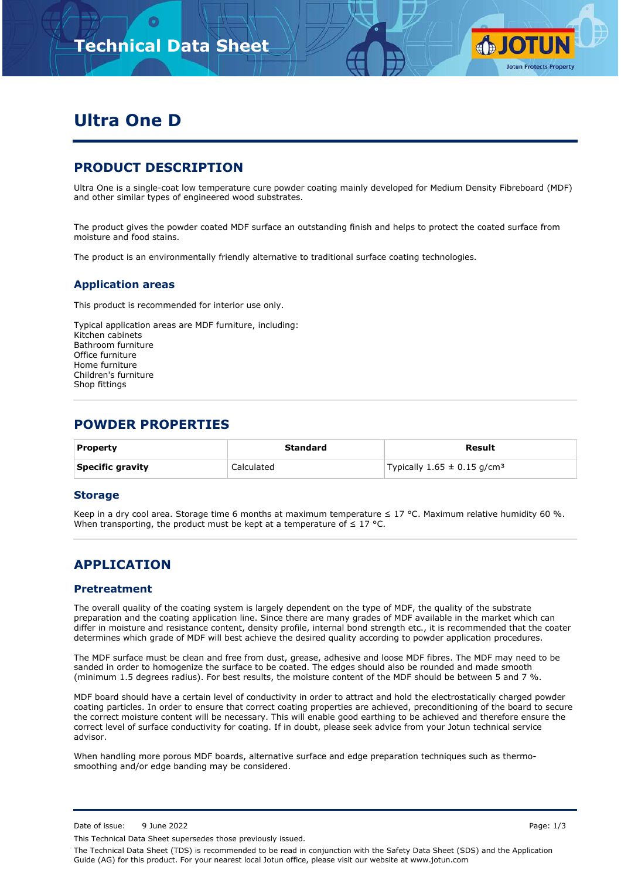# Ultra One D

## PRODUCT DESCRIPTION

Ultra One is a single-coat low temperature cure powder coating mainly developed for Medium Density Fibreboard (MDF) and other similar types of engineered wood substrates.

The product gives the powder coated MDF surface an outstanding finish and helps to protect the coated surface from moisture and food stains.

The product is an environmentally friendly alternative to traditional surface coating technologies.

### Application areas

This product is recommended for interior use only.

Typical application areas are MDF furniture, including:
Kitchen cabinets
Bathroom furniture
Office furniture
Home furniture
Children's furniture
Shop fittings

## POWDER PROPERTIES

| Property | Standard | Result |
|---|---|---|
| **Specific gravity** | Calculated | Typically 1.65 ± 0.15 g/cm³ |

### Storage

Keep in a dry cool area. Storage time 6 months at maximum temperature ≤ 17 °C. Maximum relative humidity 60 %. When transporting, the product must be kept at a temperature of ≤ 17 °C.

## APPLICATION

### Pretreatment

The overall quality of the coating system is largely dependent on the type of MDF, the quality of the substrate preparation and the coating application line. Since there are many grades of MDF available in the market which can differ in moisture and resistance content, density profile, internal bond strength etc., it is recommended that the coater determines which grade of MDF will best achieve the desired quality according to powder application procedures.

The MDF surface must be clean and free from dust, grease, adhesive and loose MDF fibres. The MDF may need to be sanded in order to homogenize the surface to be coated. The edges should also be rounded and made smooth (minimum 1.5 degrees radius). For best results, the moisture content of the MDF should be between 5 and 7 %.

MDF board should have a certain level of conductivity in order to attract and hold the electrostatically charged powder coating particles. In order to ensure that correct coating properties are achieved, preconditioning of the board to secure the correct moisture content will be necessary. This will enable good earthing to be achieved and therefore ensure the correct level of surface conductivity for coating. If in doubt, please seek advice from your Jotun technical service advisor.

When handling more porous MDF boards, alternative surface and edge preparation techniques such as thermo-smoothing and/or edge banding may be considered.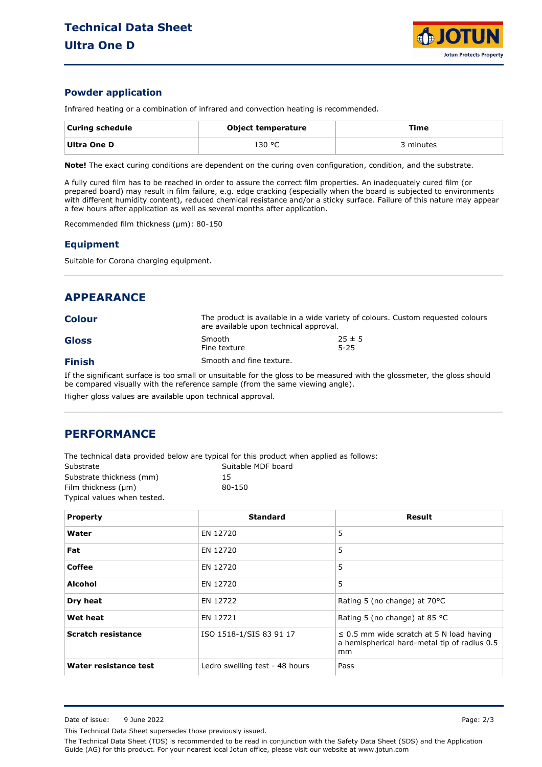## Powder application

Infrared heating or a combination of infrared and convection heating is recommended.

| Curing schedule | Object temperature | Time |
|---|---|---|
| **Ultra One D** | 130 °C | 3 minutes |

**Note!** The exact curing conditions are dependent on the curing oven configuration, condition, and the substrate.

A fully cured film has to be reached in order to assure the correct film properties. An inadequately cured film (or prepared board) may result in film failure, e.g. edge cracking (especially when the board is subjected to environments with different humidity content), reduced chemical resistance and/or a sticky surface. Failure of this nature may appear a few hours after application as well as several months after application.

Recommended film thickness (µm): 80-150

## Equipment

Suitable for Corona charging equipment.

# APPEARANCE

## Colour

The product is available in a wide variety of colours. Custom requested colours are available upon technical approval.

## Gloss

| | |
|---|---|
| Smooth | 25 ± 5 |
| Fine texture | 5-25 |

## Finish

Smooth and fine texture.

If the significant surface is too small or unsuitable for the gloss to be measured with the glossmeter, the gloss should be compared visually with the reference sample (from the same viewing angle).

Higher gloss values are available upon technical approval.

# PERFORMANCE

The technical data provided below are typical for this product when applied as follows:

| | |
|---|---|
| Substrate | Suitable MDF board |
| Substrate thickness (mm) | 15 |
| Film thickness (µm) | 80-150 |

Typical values when tested.

| Property | Standard | Result |
|---|---|---|
| **Water** | EN 12720 | 5 |
| **Fat** | EN 12720 | 5 |
| **Coffee** | EN 12720 | 5 |
| **Alcohol** | EN 12720 | 5 |
| **Dry heat** | EN 12722 | Rating 5 (no change) at 70°C |
| **Wet heat** | EN 12721 | Rating 5 (no change) at 85 °C |
| **Scratch resistance** | ISO 1518-1/SIS 83 91 17 | ≤ 0.5 mm wide scratch at 5 N load having a hemispherical hard-metal tip of radius 0.5 mm |
| **Water resistance test** | Ledro swelling test - 48 hours | Pass |

Date of issue: 9 June 2022

This Technical Data Sheet supersedes those previously issued.

The Technical Data Sheet (TDS) is recommended to be read in conjunction with the Safety Data Sheet (SDS) and the Application Guide (AG) for this product. For your nearest local Jotun office, please visit our website at www.jotun.com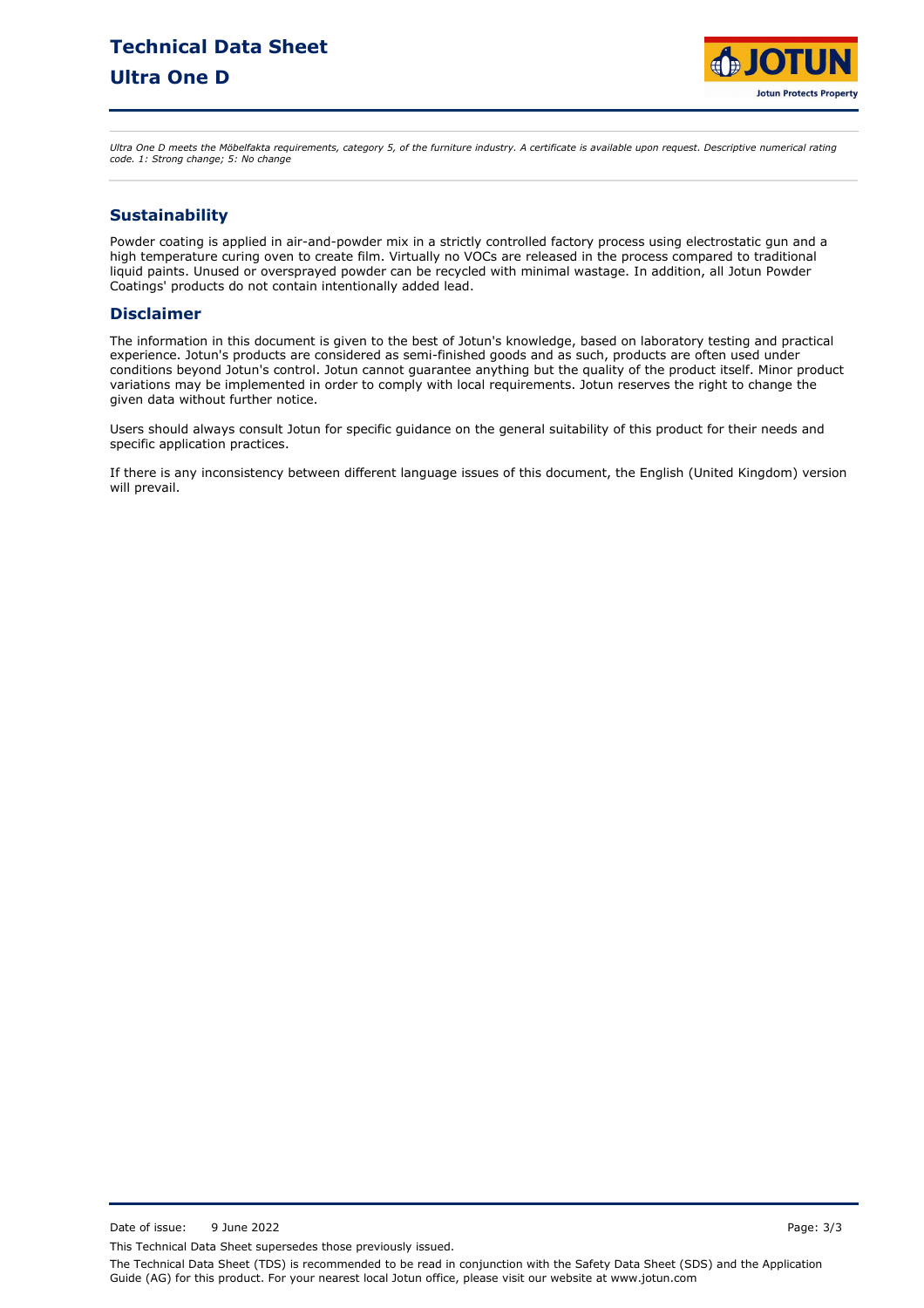*Ultra One D meets the Möbelfakta requirements, category 5, of the furniture industry. A certificate is available upon request. Descriptive numerical rating code. 1: Strong change; 5: No change*

## Sustainability

Powder coating is applied in air-and-powder mix in a strictly controlled factory process using electrostatic gun and a high temperature curing oven to create film. Virtually no VOCs are released in the process compared to traditional liquid paints. Unused or oversprayed powder can be recycled with minimal wastage. In addition, all Jotun Powder Coatings' products do not contain intentionally added lead.

## Disclaimer

The information in this document is given to the best of Jotun's knowledge, based on laboratory testing and practical experience. Jotun's products are considered as semi-finished goods and as such, products are often used under conditions beyond Jotun's control. Jotun cannot guarantee anything but the quality of the product itself. Minor product variations may be implemented in order to comply with local requirements. Jotun reserves the right to change the given data without further notice.

Users should always consult Jotun for specific guidance on the general suitability of this product for their needs and specific application practices.

If there is any inconsistency between different language issues of this document, the English (United Kingdom) version will prevail.

Date of issue: 9 June 2022

This Technical Data Sheet supersedes those previously issued.

The Technical Data Sheet (TDS) is recommended to be read in conjunction with the Safety Data Sheet (SDS) and the Application Guide (AG) for this product. For your nearest local Jotun office, please visit our website at www.jotun.com